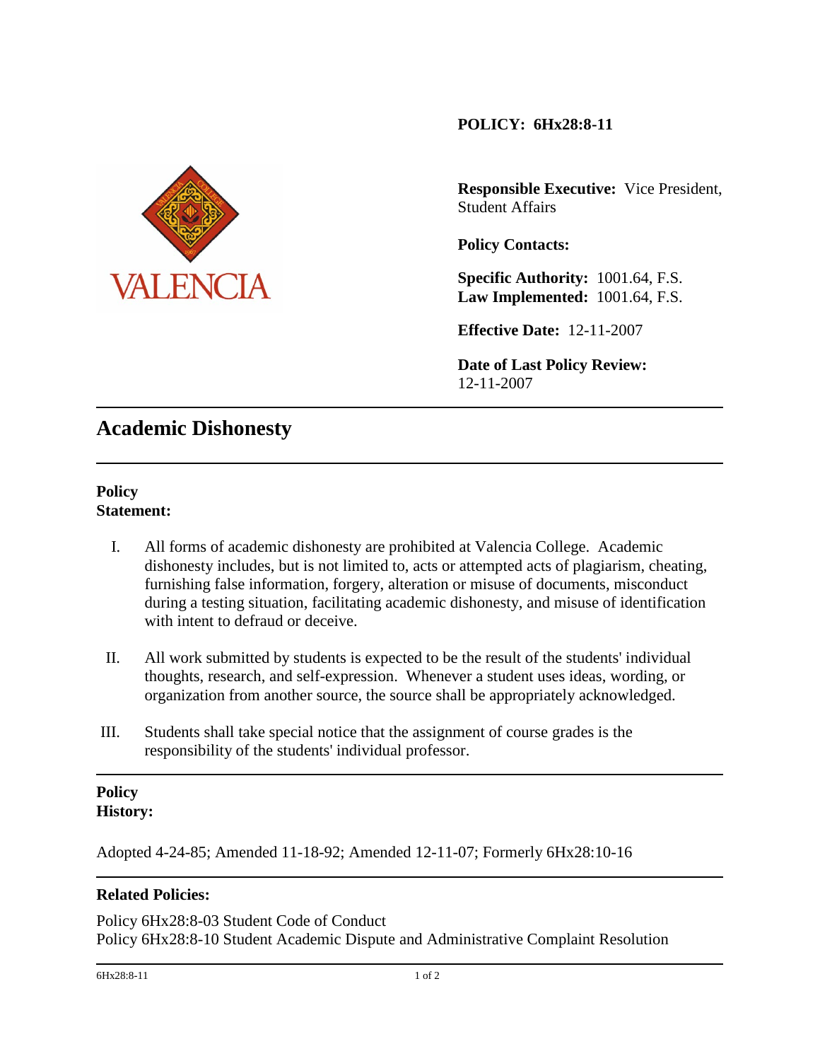**POLICY: 6Hx28:8-11**

**Responsible Executive:** Vice President, Student Affairs

**Policy Contacts:**

**Specific Authority:** 1001.64, F.S.
**Law Implemented:** 1001.64, F.S.

**Effective Date:** 12-11-2007

**Date of Last Policy Review:** 12-11-2007

# Academic Dishonesty

## Policy Statement:

I. All forms of academic dishonesty are prohibited at Valencia College. Academic dishonesty includes, but is not limited to, acts or attempted acts of plagiarism, cheating, furnishing false information, forgery, alteration or misuse of documents, misconduct during a testing situation, facilitating academic dishonesty, and misuse of identification with intent to defraud or deceive.

II. All work submitted by students is expected to be the result of the students' individual thoughts, research, and self-expression. Whenever a student uses ideas, wording, or organization from another source, the source shall be appropriately acknowledged.

III. Students shall take special notice that the assignment of course grades is the responsibility of the students' individual professor.

## Policy History:

Adopted 4-24-85; Amended 11-18-92; Amended 12-11-07; Formerly 6Hx28:10-16

## Related Policies:

Policy 6Hx28:8-03 Student Code of Conduct
Policy 6Hx28:8-10 Student Academic Dispute and Administrative Complaint Resolution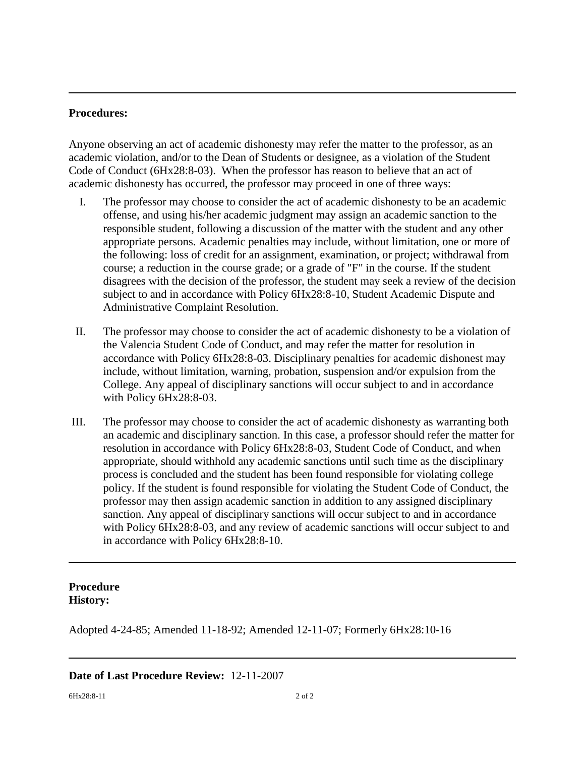**Procedures:**

Anyone observing an act of academic dishonesty may refer the matter to the professor, as an academic violation, and/or to the Dean of Students or designee, as a violation of the Student Code of Conduct (6Hx28:8-03). When the professor has reason to believe that an act of academic dishonesty has occurred, the professor may proceed in one of three ways:

I. The professor may choose to consider the act of academic dishonesty to be an academic offense, and using his/her academic judgment may assign an academic sanction to the responsible student, following a discussion of the matter with the student and any other appropriate persons. Academic penalties may include, without limitation, one or more of the following: loss of credit for an assignment, examination, or project; withdrawal from course; a reduction in the course grade; or a grade of "F" in the course. If the student disagrees with the decision of the professor, the student may seek a review of the decision subject to and in accordance with Policy 6Hx28:8-10, Student Academic Dispute and Administrative Complaint Resolution.

II. The professor may choose to consider the act of academic dishonesty to be a violation of the Valencia Student Code of Conduct, and may refer the matter for resolution in accordance with Policy 6Hx28:8-03. Disciplinary penalties for academic dishonest may include, without limitation, warning, probation, suspension and/or expulsion from the College. Any appeal of disciplinary sanctions will occur subject to and in accordance with Policy 6Hx28:8-03.

III. The professor may choose to consider the act of academic dishonesty as warranting both an academic and disciplinary sanction. In this case, a professor should refer the matter for resolution in accordance with Policy 6Hx28:8-03, Student Code of Conduct, and when appropriate, should withhold any academic sanctions until such time as the disciplinary process is concluded and the student has been found responsible for violating college policy. If the student is found responsible for violating the Student Code of Conduct, the professor may then assign academic sanction in addition to any assigned disciplinary sanction. Any appeal of disciplinary sanctions will occur subject to and in accordance with Policy 6Hx28:8-03, and any review of academic sanctions will occur subject to and in accordance with Policy 6Hx28:8-10.

---

**Procedure History:**

Adopted 4-24-85; Amended 11-18-92; Amended 12-11-07; Formerly 6Hx28:10-16

---

**Date of Last Procedure Review:** 12-11-2007